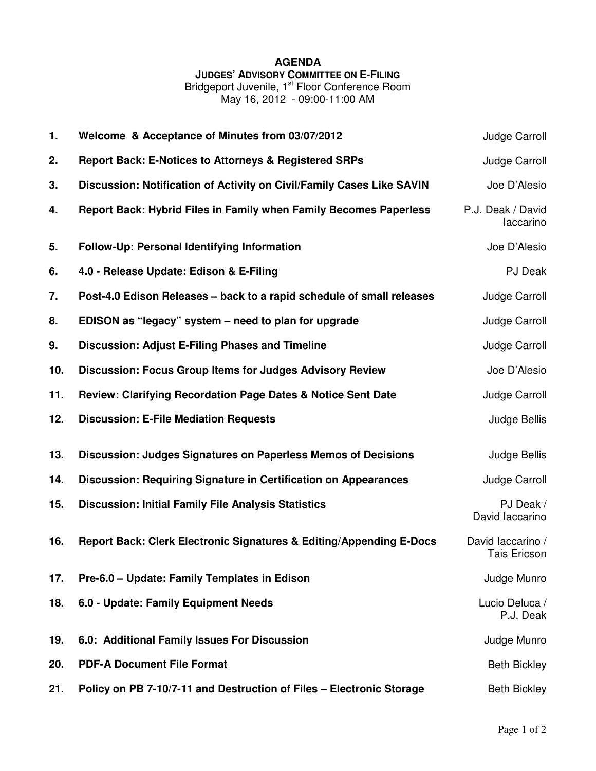# AGENDA

## JUDGES' ADVISORY COMMITTEE ON E-FILING

Bridgeport Juvenile, 1st Floor Conference Room
May 16, 2012 - 09:00-11:00 AM

| # | Item | Presenter |
|---|---|---|
| 1. | **Welcome & Acceptance of Minutes from 03/07/2012** | Judge Carroll |
| 2. | **Report Back: E-Notices to Attorneys & Registered SRPs** | Judge Carroll |
| 3. | **Discussion: Notification of Activity on Civil/Family Cases Like SAVIN** | Joe D'Alesio |
| 4. | **Report Back: Hybrid Files in Family when Family Becomes Paperless** | P.J. Deak / David Iaccarino |
| 5. | **Follow-Up: Personal Identifying Information** | Joe D'Alesio |
| 6. | **4.0 - Release Update: Edison & E-Filing** | PJ Deak |
| 7. | **Post-4.0 Edison Releases – back to a rapid schedule of small releases** | Judge Carroll |
| 8. | **EDISON as "legacy" system – need to plan for upgrade** | Judge Carroll |
| 9. | **Discussion: Adjust E-Filing Phases and Timeline** | Judge Carroll |
| 10. | **Discussion: Focus Group Items for Judges Advisory Review** | Joe D'Alesio |
| 11. | **Review: Clarifying Recordation Page Dates & Notice Sent Date** | Judge Carroll |
| 12. | **Discussion: E-File Mediation Requests** | Judge Bellis |
| 13. | **Discussion: Judges Signatures on Paperless Memos of Decisions** | Judge Bellis |
| 14. | **Discussion: Requiring Signature in Certification on Appearances** | Judge Carroll |
| 15. | **Discussion: Initial Family File Analysis Statistics** | PJ Deak / David Iaccarino |
| 16. | **Report Back: Clerk Electronic Signatures & Editing/Appending E-Docs** | David Iaccarino / Tais Ericson |
| 17. | **Pre-6.0 – Update: Family Templates in Edison** | Judge Munro |
| 18. | **6.0 - Update: Family Equipment Needs** | Lucio Deluca / P.J. Deak |
| 19. | **6.0: Additional Family Issues For Discussion** | Judge Munro |
| 20. | **PDF-A Document File Format** | Beth Bickley |
| 21. | **Policy on PB 7-10/7-11 and Destruction of Files – Electronic Storage** | Beth Bickley |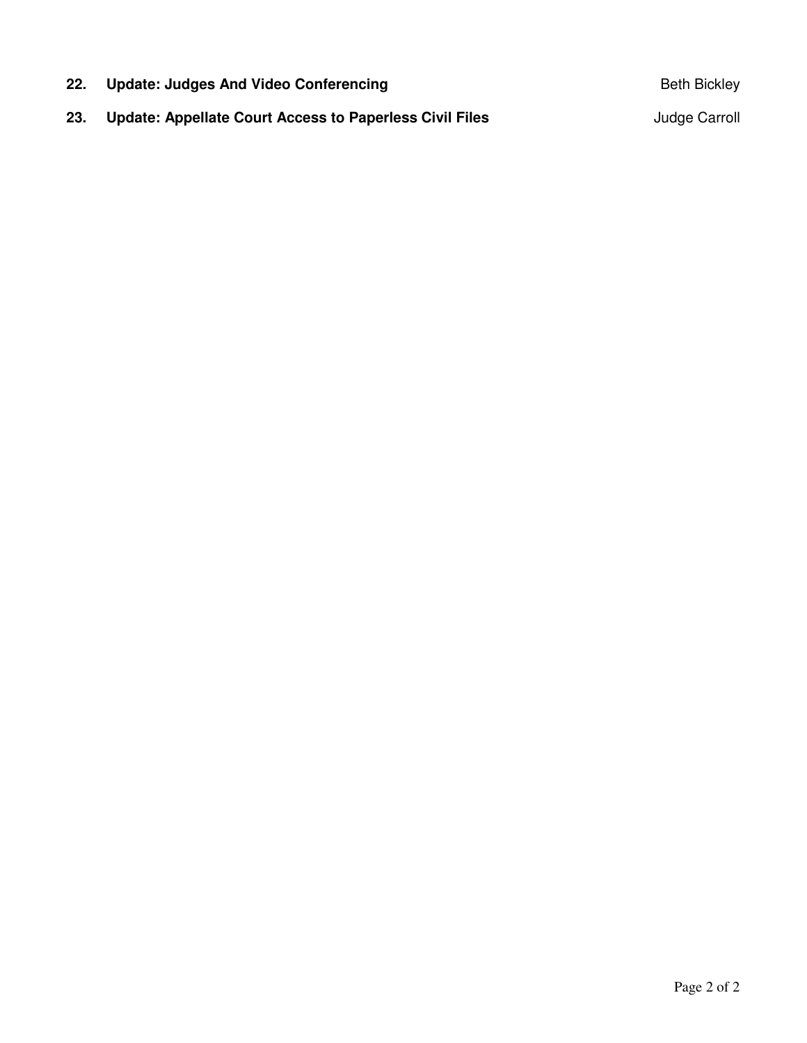**22. Update: Judges And Video Conferencing** Beth Bickley

**23. Update: Appellate Court Access to Paperless Civil Files** Judge Carroll